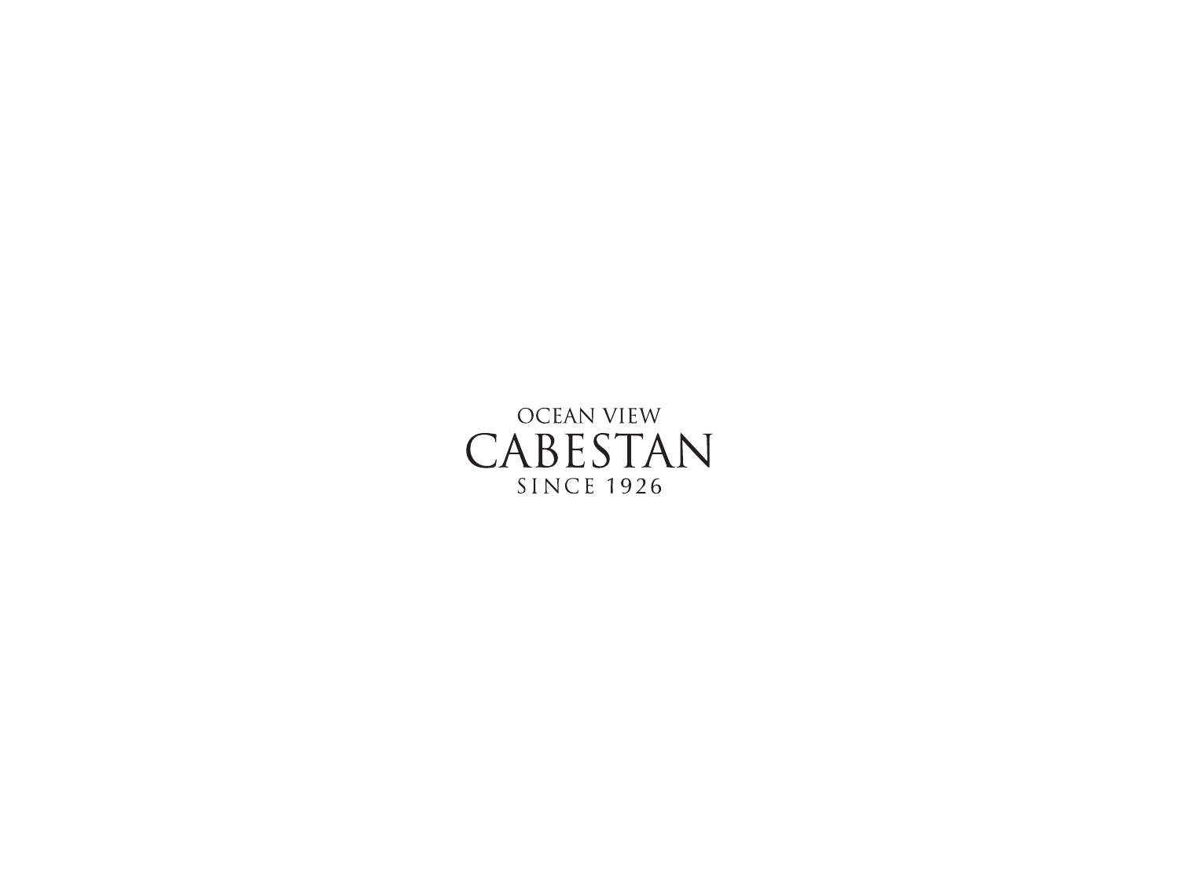OCEAN VIEW

# CABESTAN

SINCE 1926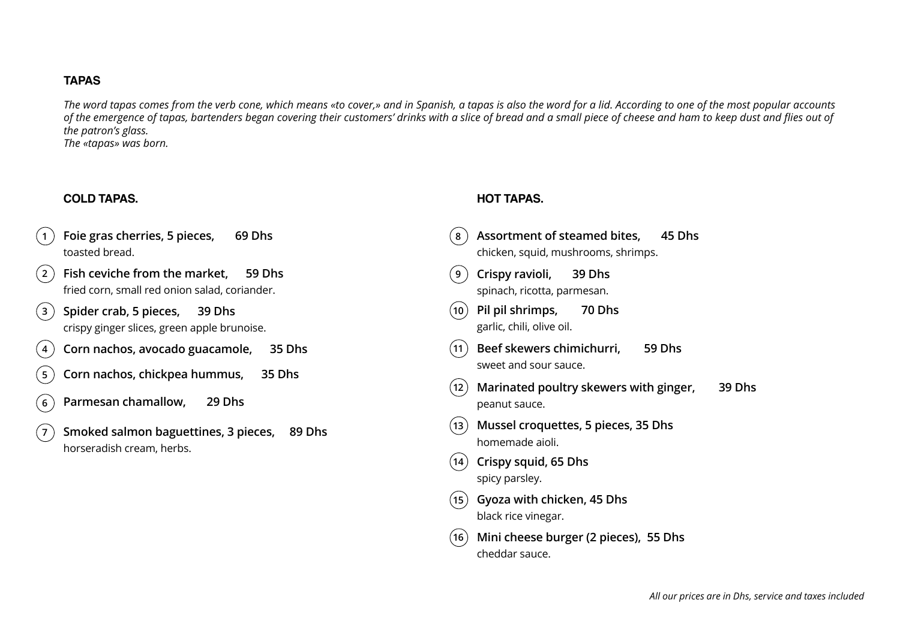## TAPAS

*The word tapas comes from the verb cone, which means «to cover,» and in Spanish, a tapas is also the word for a lid. According to one of the most popular accounts of the emergence of tapas, bartenders began covering their customers' drinks with a slice of bread and a small piece of cheese and ham to keep dust and flies out of the patron's glass.*
*The «tapas» was born.*

### COLD TAPAS.

1. **Foie gras cherries, 5 pieces, 69 Dhs**
   toasted bread.
2. **Fish ceviche from the market, 59 Dhs**
   fried corn, small red onion salad, coriander.
3. **Spider crab, 5 pieces, 39 Dhs**
   crispy ginger slices, green apple brunoise.
4. **Corn nachos, avocado guacamole, 35 Dhs**
5. **Corn nachos, chickpea hummus, 35 Dhs**
6. **Parmesan chamallow, 29 Dhs**
7. **Smoked salmon baguettines, 3 pieces, 89 Dhs**
   horseradish cream, herbs.

### HOT TAPAS.

8. **Assortment of steamed bites, 45 Dhs**
   chicken, squid, mushrooms, shrimps.
9. **Crispy ravioli, 39 Dhs**
   spinach, ricotta, parmesan.
10. **Pil pil shrimps, 70 Dhs**
    garlic, chili, olive oil.
11. **Beef skewers chimichurri, 59 Dhs**
    sweet and sour sauce.
12. **Marinated poultry skewers with ginger, 39 Dhs**
    peanut sauce.
13. **Mussel croquettes, 5 pieces, 35 Dhs**
    homemade aioli.
14. **Crispy squid, 65 Dhs**
    spicy parsley.
15. **Gyoza with chicken, 45 Dhs**
    black rice vinegar.
16. **Mini cheese burger (2 pieces), 55 Dhs**
    cheddar sauce.

*All our prices are in Dhs, service and taxes included*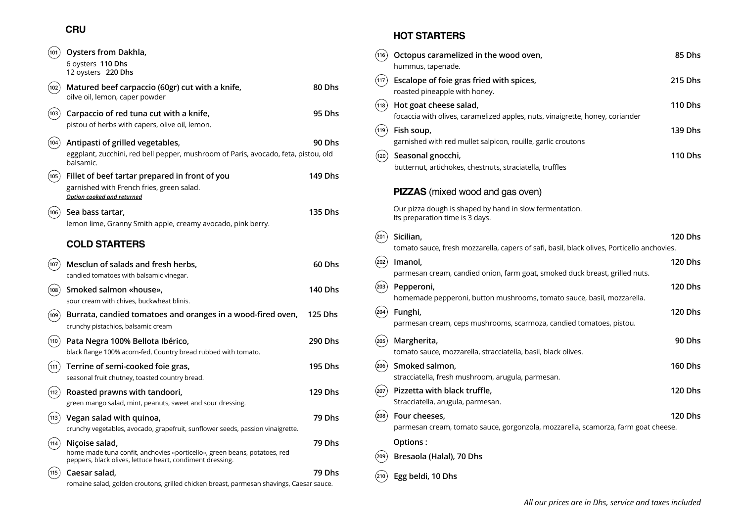## CRU

(101) **Oysters from Dakhla,**
6 oysters **110 Dhs**
12 oysters **220 Dhs**

(102) **Matured beef carpaccio (60gr) cut with a knife,** **80 Dhs**
oilve olive oil, lemon, caper powder

(103) **Carpaccio of red tuna cut with a knife,** **95 Dhs**
pistou of herbs with capers, olive oil, lemon.

(104) **Antipasti of grilled vegetables,** **90 Dhs**
eggplant, zucchini, red bell pepper, mushroom of Paris, avocado, feta, pistou, old balsamic.

(105) **Fillet of beef tartar prepared in front of you** **149 Dhs**
garnished with French fries, green salad.
***Option cooked and returned***

(106) **Sea bass tartar,** **135 Dhs**
lemon lime, Granny Smith apple, creamy avocado, pink berry.

## COLD STARTERS

(107) **Mesclun of salads and fresh herbs,** **60 Dhs**
candied tomatoes with balsamic vinegar.

(108) **Smoked salmon «house»,** **140 Dhs**
sour cream with chives, buckwheat blinis.

(109) **Burrata, candied tomatoes and oranges in a wood-fired oven,** **125 Dhs**
crunchy pistachios, balsamic cream

(110) **Pata Negra 100% Bellota Ibérico,** **290 Dhs**
black flange 100% acorn-fed, Country bread rubbed with tomato.

(111) **Terrine of semi-cooked foie gras,** **195 Dhs**
seasonal fruit chutney, toasted country bread.

(112) **Roasted prawns with tandoori,** **129 Dhs**
green mango salad, mint, peanuts, sweet and sour dressing.

(113) **Vegan salad with quinoa,** **79 Dhs**
crunchy vegetables, avocado, grapefruit, sunflower seeds, passion vinaigrette.

(114) **Niçoise salad,** **79 Dhs**
home-made tuna confit, anchovies «porticello», green beans, potatoes, red peppers, black olives, lettuce heart, condiment dressing.

(115) **Caesar salad,** **79 Dhs**
romaine salad, golden croutons, grilled chicken breast, parmesan shavings, Caesar sauce.

## HOT STARTERS

(116) **Octopus caramelized in the wood oven,** **85 Dhs**
hummus, tapenade.

(117) **Escalope of foie gras fried with spices,** **215 Dhs**
roasted pineapple with honey.

(118) **Hot goat cheese salad,** **110 Dhs**
focaccia with olives, caramelized apples, nuts, vinaigrette, honey, coriander

(119) **Fish soup,** **139 Dhs**
garnished with red mullet salpicon, rouille, garlic croutons

(120) **Seasonal gnocchi,** **110 Dhs**
butternut, artichokes, chestnuts, straciatella, truffles

## PIZZAS (mixed wood and gas oven)

Our pizza dough is shaped by hand in slow fermentation.
Its preparation time is 3 days.

(201) **Sicilian,** **120 Dhs**
tomato sauce, fresh mozzarella, capers of safi, basil, black olives, Porticello anchovies.

(202) **Imanol,** **120 Dhs**
parmesan cream, candied onion, farm goat, smoked duck breast, grilled nuts.

(203) **Pepperoni,** **120 Dhs**
homemade pepperoni, button mushrooms, tomato sauce, basil, mozzarella.

(204) **Funghi,** **120 Dhs**
parmesan cream, ceps mushrooms, scarmoza, candied tomatoes, pistou.

(205) **Margherita,** **90 Dhs**
tomato sauce, mozzarella, stracciatella, basil, black olives.

(206) **Smoked salmon,** **160 Dhs**
stracciatella, fresh mushroom, arugula, parmesan.

(207) **Pizzetta with black truffle,** **120 Dhs**
Stracciatella, arugula, parmesan.

(208) **Four cheeses,** **120 Dhs**
parmesan cream, tomato sauce, gorgonzola, mozzarella, scamorza, farm goat cheese.

**Options :**

(209) **Bresaola (Halal), 70 Dhs**

(210) **Egg beldi, 10 Dhs**

*All our prices are in Dhs, service and taxes included*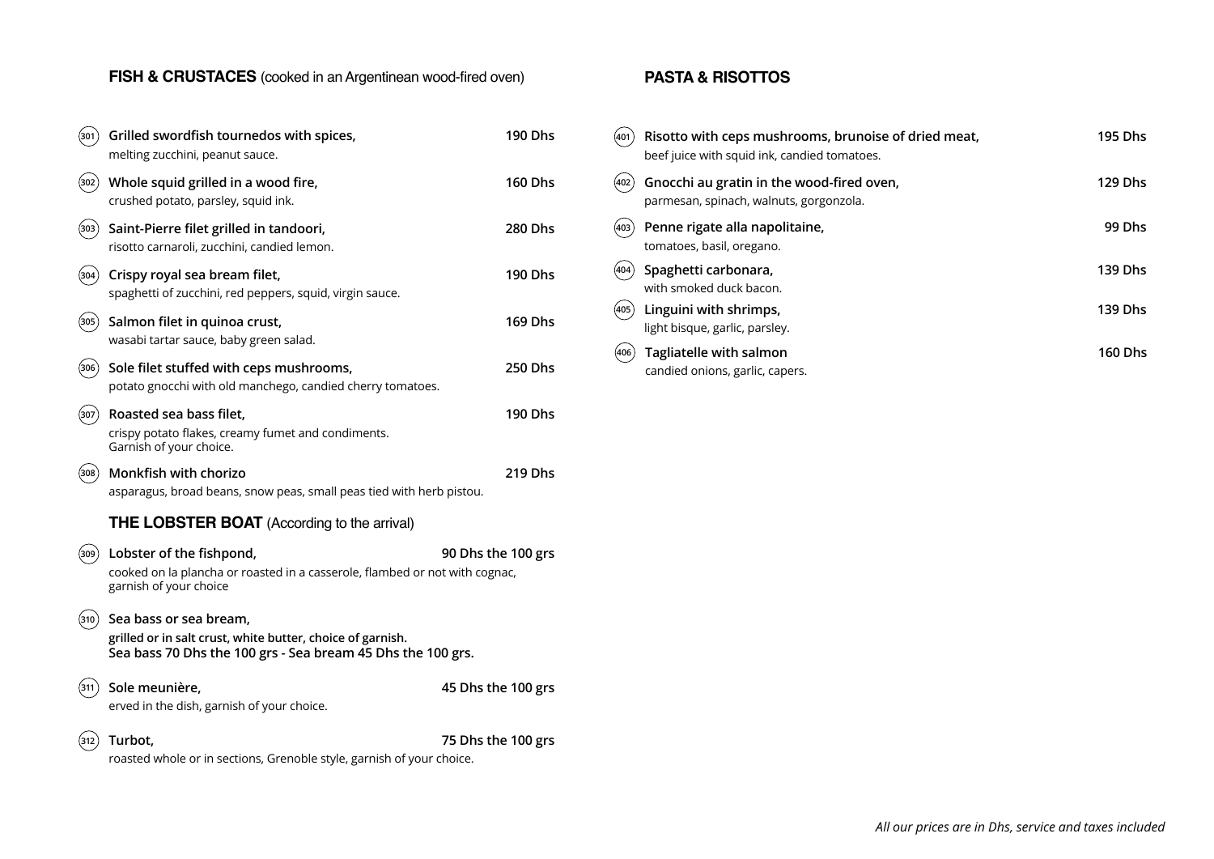## **FISH & CRUSTACES** (cooked in an Argentinean wood-fired oven)

**301** **Grilled swordfish tournedos with spices,** **190 Dhs**
melting zucchini, peanut sauce.

**302** **Whole squid grilled in a wood fire,** **160 Dhs**
crushed potato, parsley, squid ink.

**303** **Saint-Pierre filet grilled in tandoori,** **280 Dhs**
risotto carnaroli, zucchini, candied lemon.

**304** **Crispy royal sea bream filet,** **190 Dhs**
spaghetti of zucchini, red peppers, squid, virgin sauce.

**305** **Salmon filet in quinoa crust,** **169 Dhs**
wasabi tartar sauce, baby green salad.

**306** **Sole filet stuffed with ceps mushrooms,** **250 Dhs**
potato gnocchi with old manchego, candied cherry tomatoes.

**307** **Roasted sea bass filet,** **190 Dhs**
crispy potato flakes, creamy fumet and condiments.
Garnish of your choice.

**308** **Monkfish with chorizo** **219 Dhs**
asparagus, broad beans, snow peas, small peas tied with herb pistou.

## **THE LOBSTER BOAT** (According to the arrival)

**309** **Lobster of the fishpond,** **90 Dhs the 100 grs**
cooked on la plancha or roasted in a casserole, flambed or not with cognac,
garnish of your choice

**310** **Sea bass or sea bream,**
**grilled or in salt crust, white butter, choice of garnish.**
**Sea bass 70 Dhs the 100 grs - Sea bream 45 Dhs the 100 grs.**

**311** **Sole meunière,** **45 Dhs the 100 grs**
erved in the dish, garnish of your choice.

**312** **Turbot,** **75 Dhs the 100 grs**
roasted whole or in sections, Grenoble style, garnish of your choice.

## **PASTA & RISOTTOS**

**401** **Risotto with ceps mushrooms, brunoise of dried meat,** **195 Dhs**
beef juice with squid ink, candied tomatoes.

**402** **Gnocchi au gratin in the wood-fired oven,** **129 Dhs**
parmesan, spinach, walnuts, gorgonzola.

**403** **Penne rigate alla napolitaine,** **99 Dhs**
tomatoes, basil, oregano.

**404** **Spaghetti carbonara,** **139 Dhs**
with smoked duck bacon.

**405** **Linguini with shrimps,** **139 Dhs**
light bisque, garlic, parsley.

**406** **Tagliatelle with salmon** **160 Dhs**
candied onions, garlic, capers.

*All our prices are in Dhs, service and taxes included*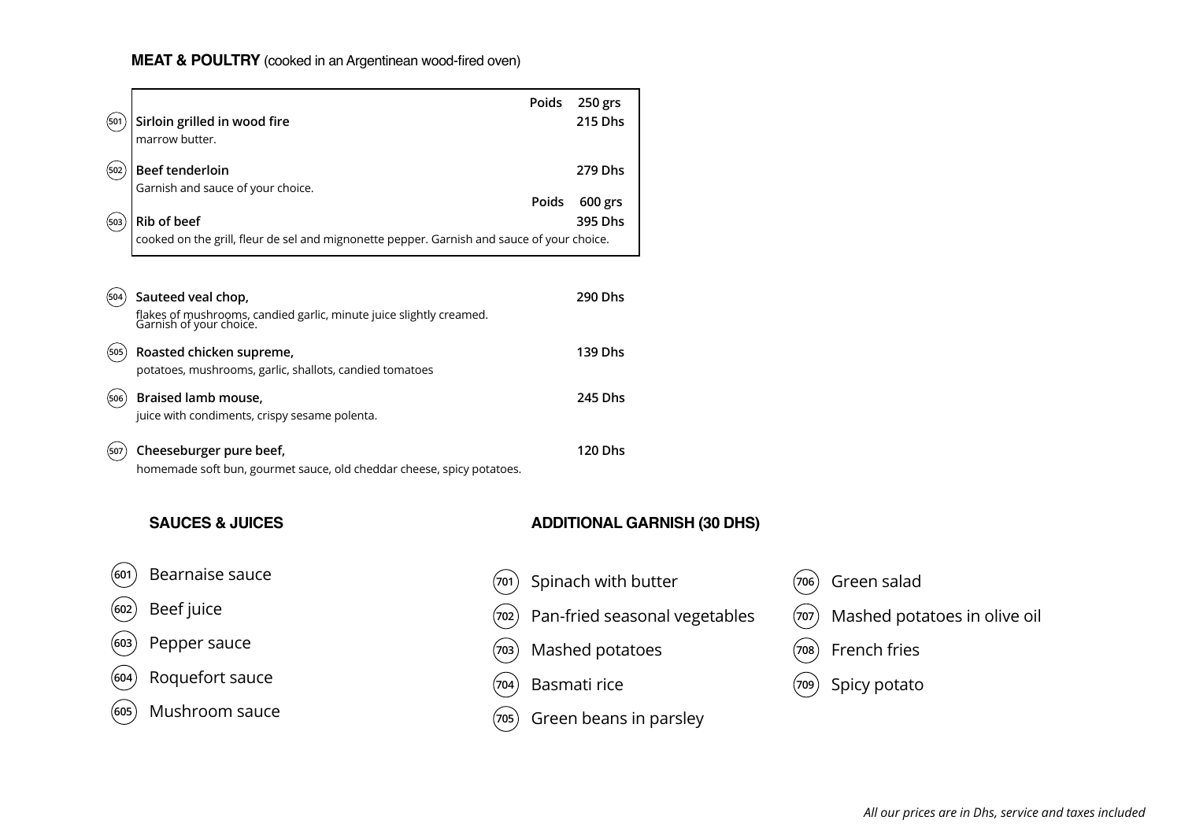## **MEAT & POULTRY** (cooked in an Argentinean wood-fired oven)

| | | Poids 250 grs |
|---|---|---|
| 501 | **Sirloin grilled in wood fire**<br>marrow butter. | **215 Dhs** |
| 502 | **Beef tenderloin**<br>Garnish and sauce of your choice. | **279 Dhs** |
| | | Poids 600 grs |
| 503 | **Rib of beef**<br>cooked on the grill, fleur de sel and mignonette pepper. Garnish and sauce of your choice. | **395 Dhs** |

(504) **Sauteed veal chop,** — **290 Dhs**
flakes of mushrooms, candied garlic, minute juice slightly creamed. Garnish of your choice.

(505) **Roasted chicken supreme,** — **139 Dhs**
potatoes, mushrooms, garlic, shallots, candied tomatoes

(506) **Braised lamb mouse,** — **245 Dhs**
juice with condiments, crispy sesame polenta.

(507) **Cheeseburger pure beef,** — **120 Dhs**
homemade soft bun, gourmet sauce, old cheddar cheese, spicy potatoes.

### SAUCES & JUICES

- (601) Bearnaise sauce
- (602) Beef juice
- (603) Pepper sauce
- (604) Roquefort sauce
- (605) Mushroom sauce

### ADDITIONAL GARNISH (30 DHS)

- (701) Spinach with butter
- (702) Pan-fried seasonal vegetables
- (703) Mashed potatoes
- (704) Basmati rice
- (705) Green beans in parsley
- (706) Green salad
- (707) Mashed potatoes in olive oil
- (708) French fries
- (709) Spicy potato

*All our prices are in Dhs, service and taxes included*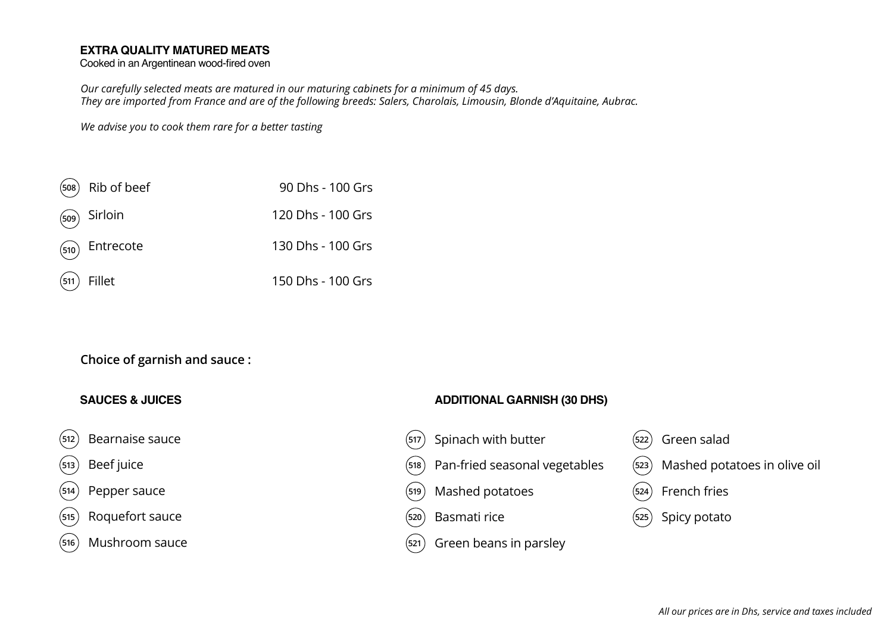## EXTRA QUALITY MATURED MEATS

Cooked in an Argentinean wood-fired oven

*Our carefully selected meats are matured in our maturing cabinets for a minimum of 45 days.*
*They are imported from France and are of the following breeds: Salers, Charolais, Limousin, Blonde d'Aquitaine, Aubrac.*

*We advise you to cook them rare for a better tasting*

| No. | Item | Price |
|---|---|---|
| 508 | Rib of beef | 90 Dhs - 100 Grs |
| 509 | Sirloin | 120 Dhs - 100 Grs |
| 510 | Entrecote | 130 Dhs - 100 Grs |
| 511 | Fillet | 150 Dhs - 100 Grs |

**Choice of garnish and sauce :**

### SAUCES & JUICES

- 512 Bearnaise sauce
- 513 Beef juice
- 514 Pepper sauce
- 515 Roquefort sauce
- 516 Mushroom sauce

### ADDITIONAL GARNISH (30 DHS)

- 517 Spinach with butter
- 518 Pan-fried seasonal vegetables
- 519 Mashed potatoes
- 520 Basmati rice
- 521 Green beans in parsley
- 522 Green salad
- 523 Mashed potatoes in olive oil
- 524 French fries
- 525 Spicy potato

*All our prices are in Dhs, service and taxes included*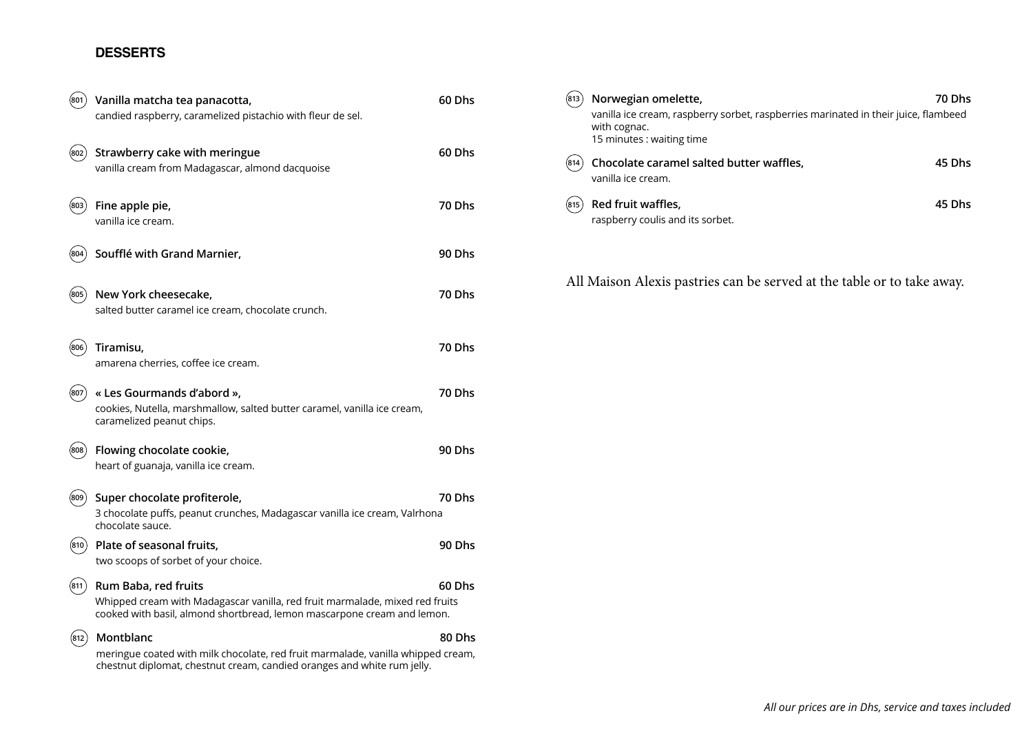## DESSERTS

**801 Vanilla matcha tea panacotta,** **60 Dhs**
candied raspberry, caramelized pistachio with fleur de sel.

**802 Strawberry cake with meringue** **60 Dhs**
vanilla cream from Madagascar, almond dacquoise

**803 Fine apple pie,** **70 Dhs**
vanilla ice cream.

**804 Soufflé with Grand Marnier,** **90 Dhs**

**805 New York cheesecake,** **70 Dhs**
salted butter caramel ice cream, chocolate crunch.

**806 Tiramisu,** **70 Dhs**
amarena cherries, coffee ice cream.

**807 « Les Gourmands d'abord »,** **70 Dhs**
cookies, Nutella, marshmallow, salted butter caramel, vanilla ice cream, caramelized peanut chips.

**808 Flowing chocolate cookie,** **90 Dhs**
heart of guanaja, vanilla ice cream.

**809 Super chocolate profiterole,** **70 Dhs**
3 chocolate puffs, peanut crunches, Madagascar vanilla ice cream, Valrhona chocolate sauce.

**810 Plate of seasonal fruits,** **90 Dhs**
two scoops of sorbet of your choice.

**811 Rum Baba, red fruits** **60 Dhs**
Whipped cream with Madagascar vanilla, red fruit marmalade, mixed red fruits cooked with basil, almond shortbread, lemon mascarpone cream and lemon.

**812 Montblanc** **80 Dhs**
meringue coated with milk chocolate, red fruit marmalade, vanilla whipped cream, chestnut diplomat, chestnut cream, candied oranges and white rum jelly.

**813 Norwegian omelette,** **70 Dhs**
vanilla ice cream, raspberry sorbet, raspberries marinated in their juice, flambeed with cognac.
15 minutes : waiting time

**814 Chocolate caramel salted butter waffles,** **45 Dhs**
vanilla ice cream.

**815 Red fruit waffles,** **45 Dhs**
raspberry coulis and its sorbet.

All Maison Alexis pastries can be served at the table or to take away.

*All our prices are in Dhs, service and taxes included*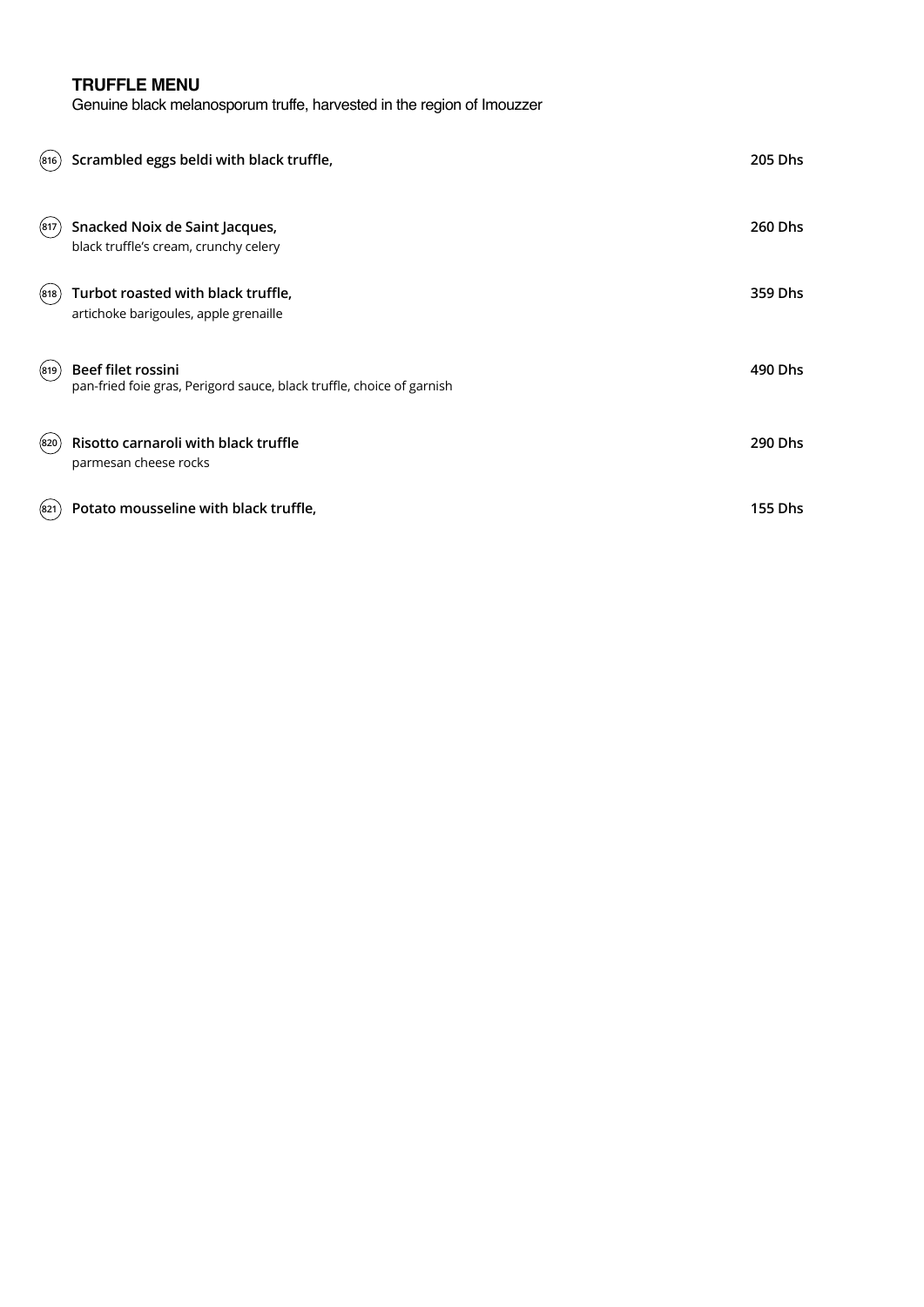## TRUFFLE MENU

Genuine black melanosporum truffe, harvested in the region of Imouzzer

816 **Scrambled eggs beldi with black truffle,** **205 Dhs**

817 **Snacked Noix de Saint Jacques,** **260 Dhs**
black truffle's cream, crunchy celery

818 **Turbot roasted with black truffle,** **359 Dhs**
artichoke barigoules, apple grenaille

819 **Beef filet rossini** **490 Dhs**
pan-fried foie gras, Perigord sauce, black truffle, choice of garnish

820 **Risotto carnaroli with black truffle** **290 Dhs**
parmesan cheese rocks

821 **Potato mousseline with black truffle,** **155 Dhs**